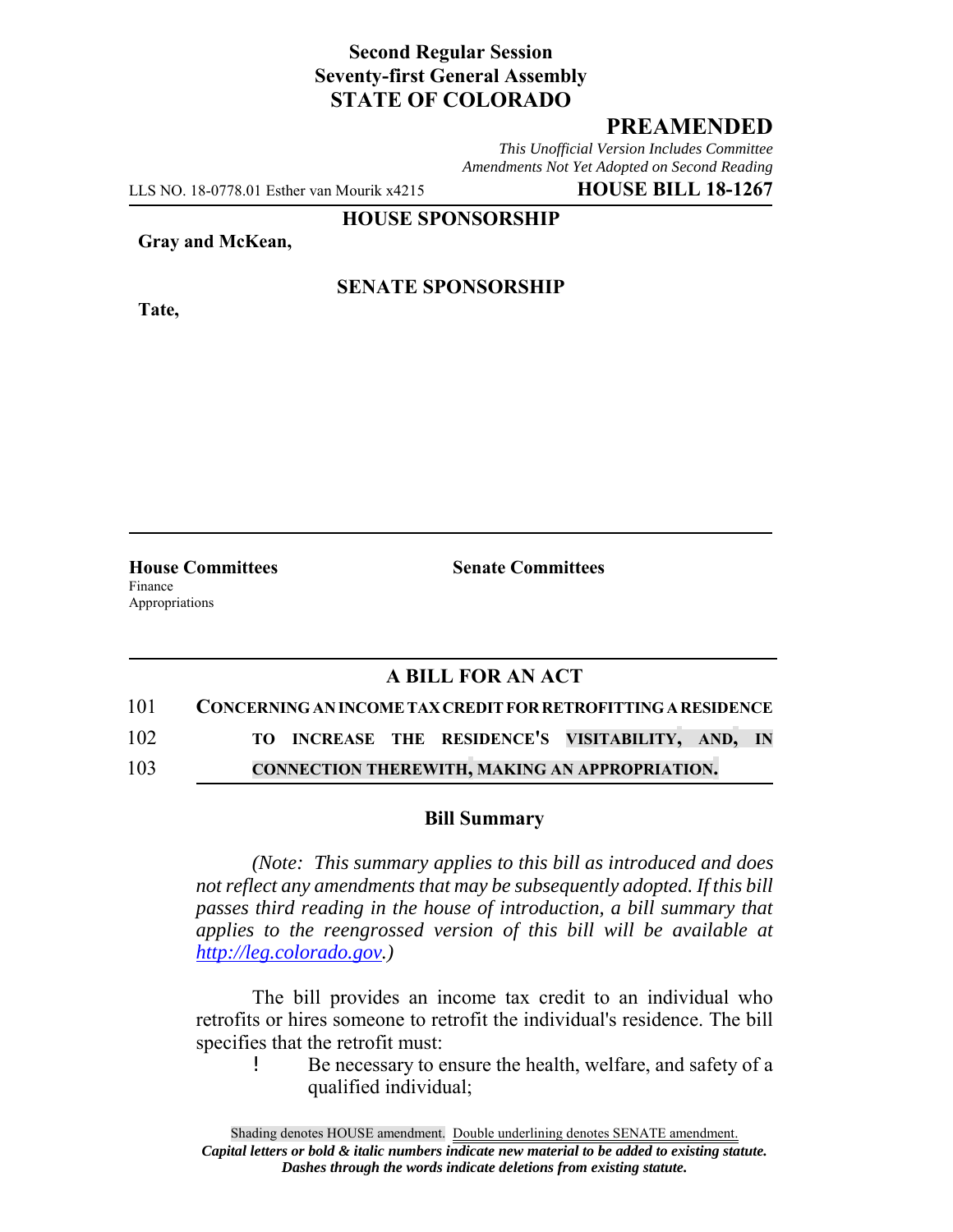**Second Regular Session**
**Seventy-first General Assembly**
**STATE OF COLORADO**

# PREAMENDED

*This Unofficial Version Includes Committee Amendments Not Yet Adopted on Second Reading*

LLS NO. 18-0778.01 Esther van Mourik x4215 **HOUSE BILL 18-1267**

**HOUSE SPONSORSHIP**

**Gray and McKean,**

**SENATE SPONSORSHIP**

**Tate,**

**House Committees**
Finance
Appropriations

**Senate Committees**

## A BILL FOR AN ACT

101 **CONCERNING AN INCOME TAX CREDIT FOR RETROFITTING A RESIDENCE**
102 **TO INCREASE THE RESIDENCE'S VISITABILITY, AND, IN**
103 **CONNECTION THEREWITH, MAKING AN APPROPRIATION.**

### Bill Summary

*(Note: This summary applies to this bill as introduced and does not reflect any amendments that may be subsequently adopted. If this bill passes third reading in the house of introduction, a bill summary that applies to the reengrossed version of this bill will be available at http://leg.colorado.gov.)*

The bill provides an income tax credit to an individual who retrofits or hires someone to retrofit the individual's residence. The bill specifies that the retrofit must:

- Be necessary to ensure the health, welfare, and safety of a qualified individual;

Shading denotes HOUSE amendment. Double underlining denotes SENATE amendment.
*Capital letters or bold & italic numbers indicate new material to be added to existing statute.*
*Dashes through the words indicate deletions from existing statute.*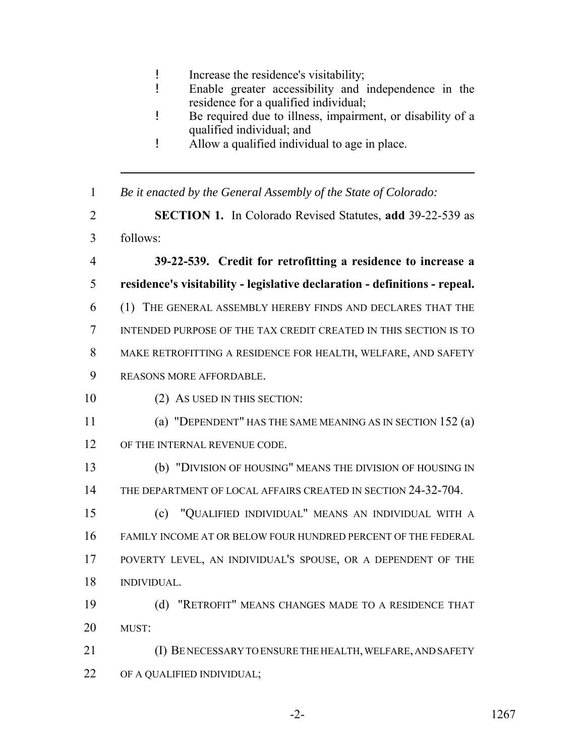- Increase the residence's visitability;
- Enable greater accessibility and independence in the residence for a qualified individual;
- Be required due to illness, impairment, or disability of a qualified individual; and
- Allow a qualified individual to age in place.

---

1 *Be it enacted by the General Assembly of the State of Colorado:*

2 **SECTION 1.** In Colorado Revised Statutes, **add** 39-22-539 as
3 follows:

4 **39-22-539. Credit for retrofitting a residence to increase a**
5 **residence's visitability - legislative declaration - definitions - repeal.**
6 (1) THE GENERAL ASSEMBLY HEREBY FINDS AND DECLARES THAT THE
7 INTENDED PURPOSE OF THE TAX CREDIT CREATED IN THIS SECTION IS TO
8 MAKE RETROFITTING A RESIDENCE FOR HEALTH, WELFARE, AND SAFETY
9 REASONS MORE AFFORDABLE.

10 (2) AS USED IN THIS SECTION:

11 (a) "DEPENDENT" HAS THE SAME MEANING AS IN SECTION 152 (a)
12 OF THE INTERNAL REVENUE CODE.

13 (b) "DIVISION OF HOUSING" MEANS THE DIVISION OF HOUSING IN
14 THE DEPARTMENT OF LOCAL AFFAIRS CREATED IN SECTION 24-32-704.

15 (c) "QUALIFIED INDIVIDUAL" MEANS AN INDIVIDUAL WITH A
16 FAMILY INCOME AT OR BELOW FOUR HUNDRED PERCENT OF THE FEDERAL
17 POVERTY LEVEL, AN INDIVIDUAL'S SPOUSE, OR A DEPENDENT OF THE
18 INDIVIDUAL.

19 (d) "RETROFIT" MEANS CHANGES MADE TO A RESIDENCE THAT
20 MUST:

21 (I) BE NECESSARY TO ENSURE THE HEALTH, WELFARE, AND SAFETY
22 OF A QUALIFIED INDIVIDUAL;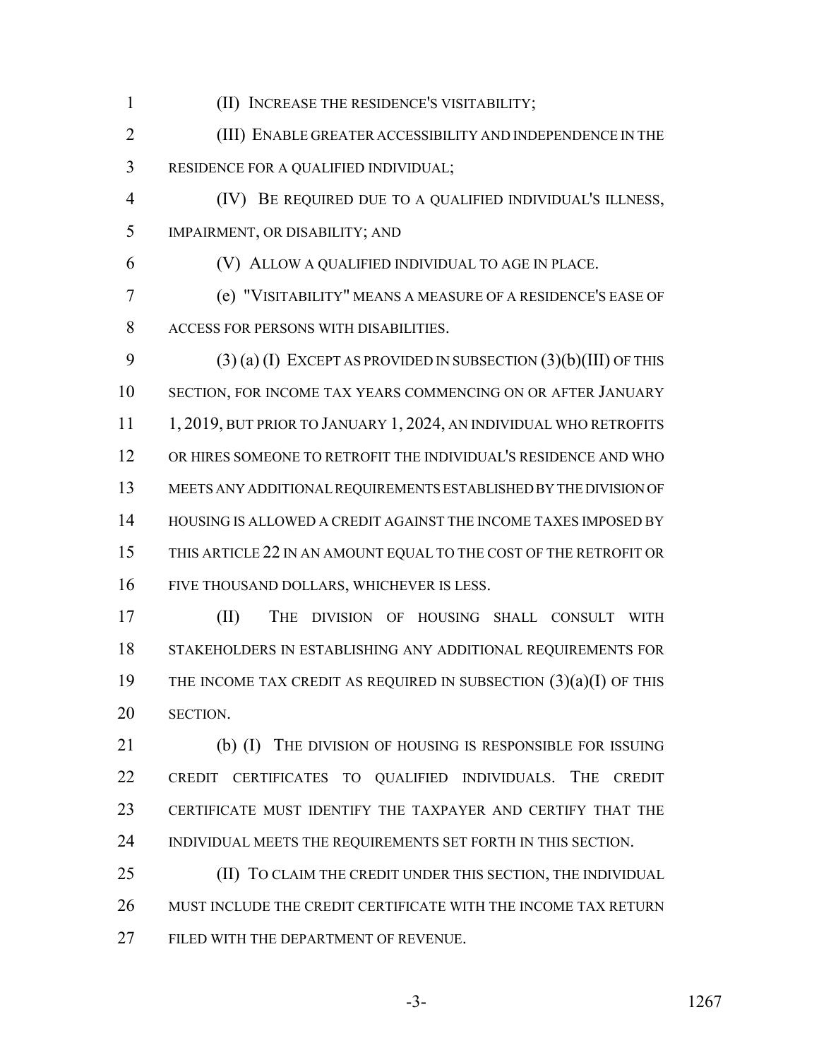(II) INCREASE THE RESIDENCE'S VISITABILITY;

(III) ENABLE GREATER ACCESSIBILITY AND INDEPENDENCE IN THE RESIDENCE FOR A QUALIFIED INDIVIDUAL;

(IV) BE REQUIRED DUE TO A QUALIFIED INDIVIDUAL'S ILLNESS, IMPAIRMENT, OR DISABILITY; AND

(V) ALLOW A QUALIFIED INDIVIDUAL TO AGE IN PLACE.

(e) "VISITABILITY" MEANS A MEASURE OF A RESIDENCE'S EASE OF ACCESS FOR PERSONS WITH DISABILITIES.

(3) (a) (I) EXCEPT AS PROVIDED IN SUBSECTION (3)(b)(III) OF THIS SECTION, FOR INCOME TAX YEARS COMMENCING ON OR AFTER JANUARY 1, 2019, BUT PRIOR TO JANUARY 1, 2024, AN INDIVIDUAL WHO RETROFITS OR HIRES SOMEONE TO RETROFIT THE INDIVIDUAL'S RESIDENCE AND WHO MEETS ANY ADDITIONAL REQUIREMENTS ESTABLISHED BY THE DIVISION OF HOUSING IS ALLOWED A CREDIT AGAINST THE INCOME TAXES IMPOSED BY THIS ARTICLE 22 IN AN AMOUNT EQUAL TO THE COST OF THE RETROFIT OR FIVE THOUSAND DOLLARS, WHICHEVER IS LESS.

(II) THE DIVISION OF HOUSING SHALL CONSULT WITH STAKEHOLDERS IN ESTABLISHING ANY ADDITIONAL REQUIREMENTS FOR THE INCOME TAX CREDIT AS REQUIRED IN SUBSECTION (3)(a)(I) OF THIS SECTION.

(b) (I) THE DIVISION OF HOUSING IS RESPONSIBLE FOR ISSUING CREDIT CERTIFICATES TO QUALIFIED INDIVIDUALS. THE CREDIT CERTIFICATE MUST IDENTIFY THE TAXPAYER AND CERTIFY THAT THE INDIVIDUAL MEETS THE REQUIREMENTS SET FORTH IN THIS SECTION.

(II) TO CLAIM THE CREDIT UNDER THIS SECTION, THE INDIVIDUAL MUST INCLUDE THE CREDIT CERTIFICATE WITH THE INCOME TAX RETURN FILED WITH THE DEPARTMENT OF REVENUE.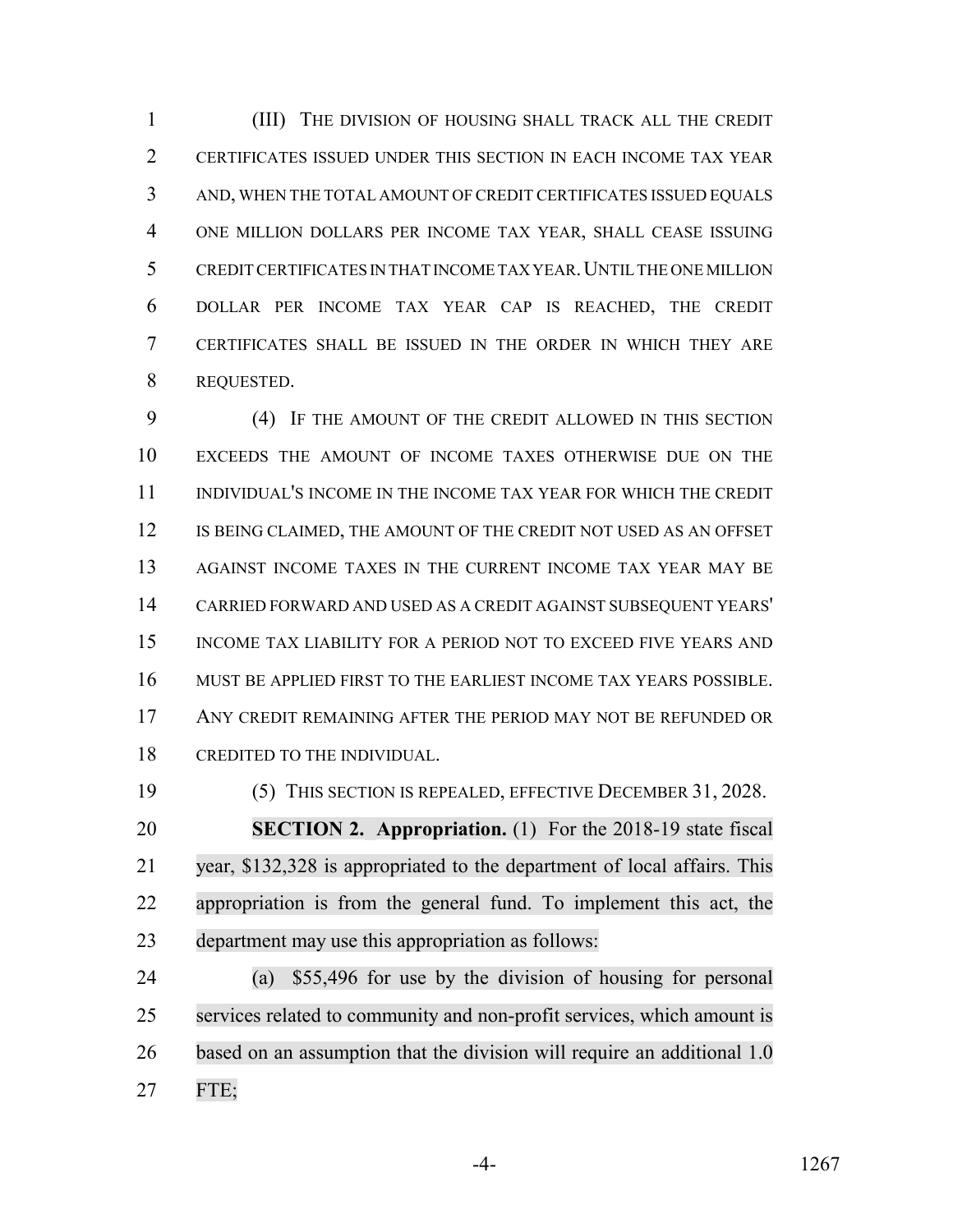(III) THE DIVISION OF HOUSING SHALL TRACK ALL THE CREDIT CERTIFICATES ISSUED UNDER THIS SECTION IN EACH INCOME TAX YEAR AND, WHEN THE TOTAL AMOUNT OF CREDIT CERTIFICATES ISSUED EQUALS ONE MILLION DOLLARS PER INCOME TAX YEAR, SHALL CEASE ISSUING CREDIT CERTIFICATES IN THAT INCOME TAX YEAR. UNTIL THE ONE MILLION DOLLAR PER INCOME TAX YEAR CAP IS REACHED, THE CREDIT CERTIFICATES SHALL BE ISSUED IN THE ORDER IN WHICH THEY ARE REQUESTED.

(4) IF THE AMOUNT OF THE CREDIT ALLOWED IN THIS SECTION EXCEEDS THE AMOUNT OF INCOME TAXES OTHERWISE DUE ON THE INDIVIDUAL'S INCOME IN THE INCOME TAX YEAR FOR WHICH THE CREDIT IS BEING CLAIMED, THE AMOUNT OF THE CREDIT NOT USED AS AN OFFSET AGAINST INCOME TAXES IN THE CURRENT INCOME TAX YEAR MAY BE CARRIED FORWARD AND USED AS A CREDIT AGAINST SUBSEQUENT YEARS' INCOME TAX LIABILITY FOR A PERIOD NOT TO EXCEED FIVE YEARS AND MUST BE APPLIED FIRST TO THE EARLIEST INCOME TAX YEARS POSSIBLE. ANY CREDIT REMAINING AFTER THE PERIOD MAY NOT BE REFUNDED OR CREDITED TO THE INDIVIDUAL.

(5) THIS SECTION IS REPEALED, EFFECTIVE DECEMBER 31, 2028.

**SECTION 2. Appropriation.** (1) For the 2018-19 state fiscal year, $132,328 is appropriated to the department of local affairs. This appropriation is from the general fund. To implement this act, the department may use this appropriation as follows:

(a) $55,496 for use by the division of housing for personal services related to community and non-profit services, which amount is based on an assumption that the division will require an additional 1.0 FTE;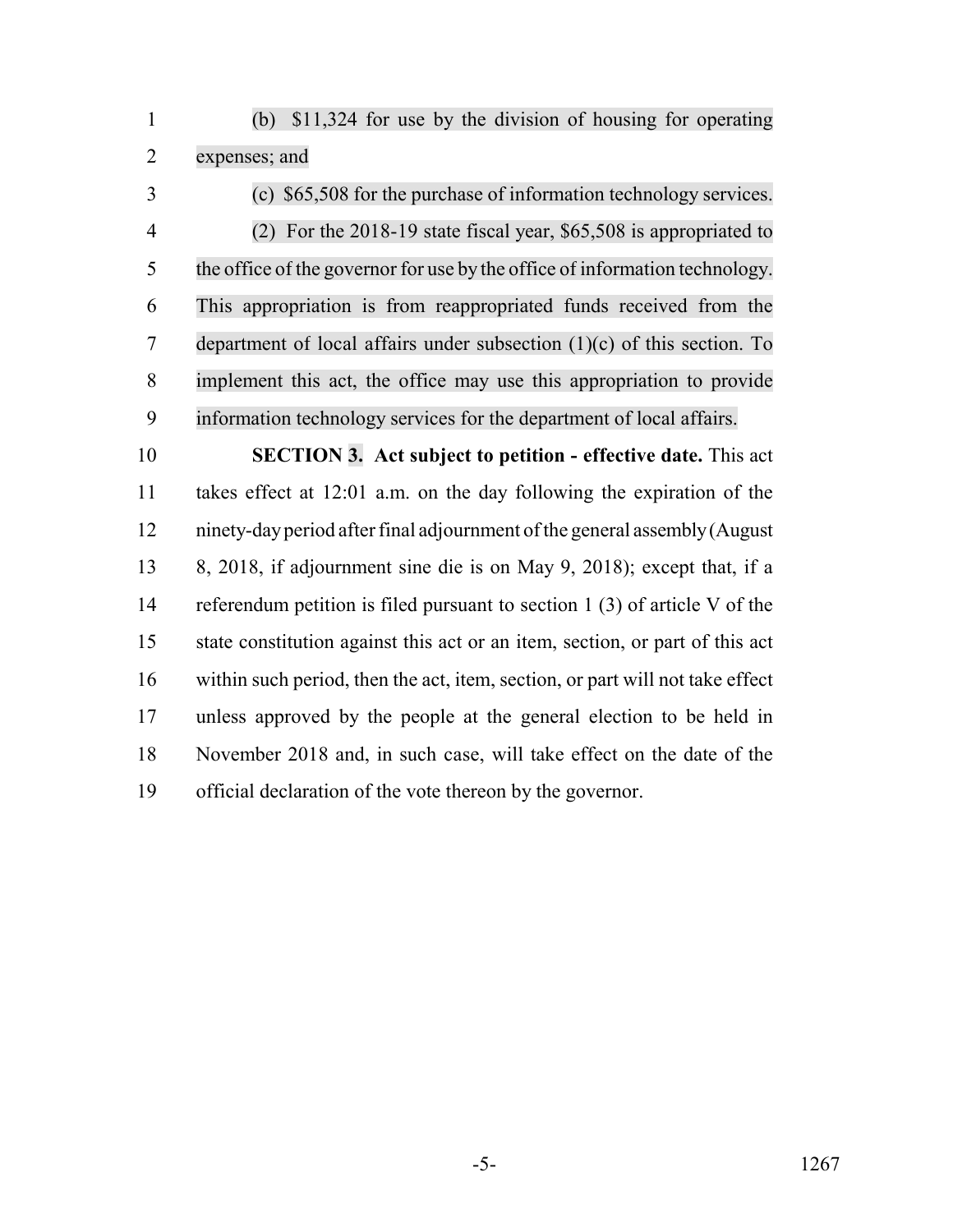(b) $11,324 for use by the division of housing for operating expenses; and

(c) $65,508 for the purchase of information technology services.

(2) For the 2018-19 state fiscal year, $65,508 is appropriated to the office of the governor for use by the office of information technology. This appropriation is from reappropriated funds received from the department of local affairs under subsection (1)(c) of this section. To implement this act, the office may use this appropriation to provide information technology services for the department of local affairs.

**SECTION 3. Act subject to petition - effective date.** This act takes effect at 12:01 a.m. on the day following the expiration of the ninety-day period after final adjournment of the general assembly (August 8, 2018, if adjournment sine die is on May 9, 2018); except that, if a referendum petition is filed pursuant to section 1 (3) of article V of the state constitution against this act or an item, section, or part of this act within such period, then the act, item, section, or part will not take effect unless approved by the people at the general election to be held in November 2018 and, in such case, will take effect on the date of the official declaration of the vote thereon by the governor.